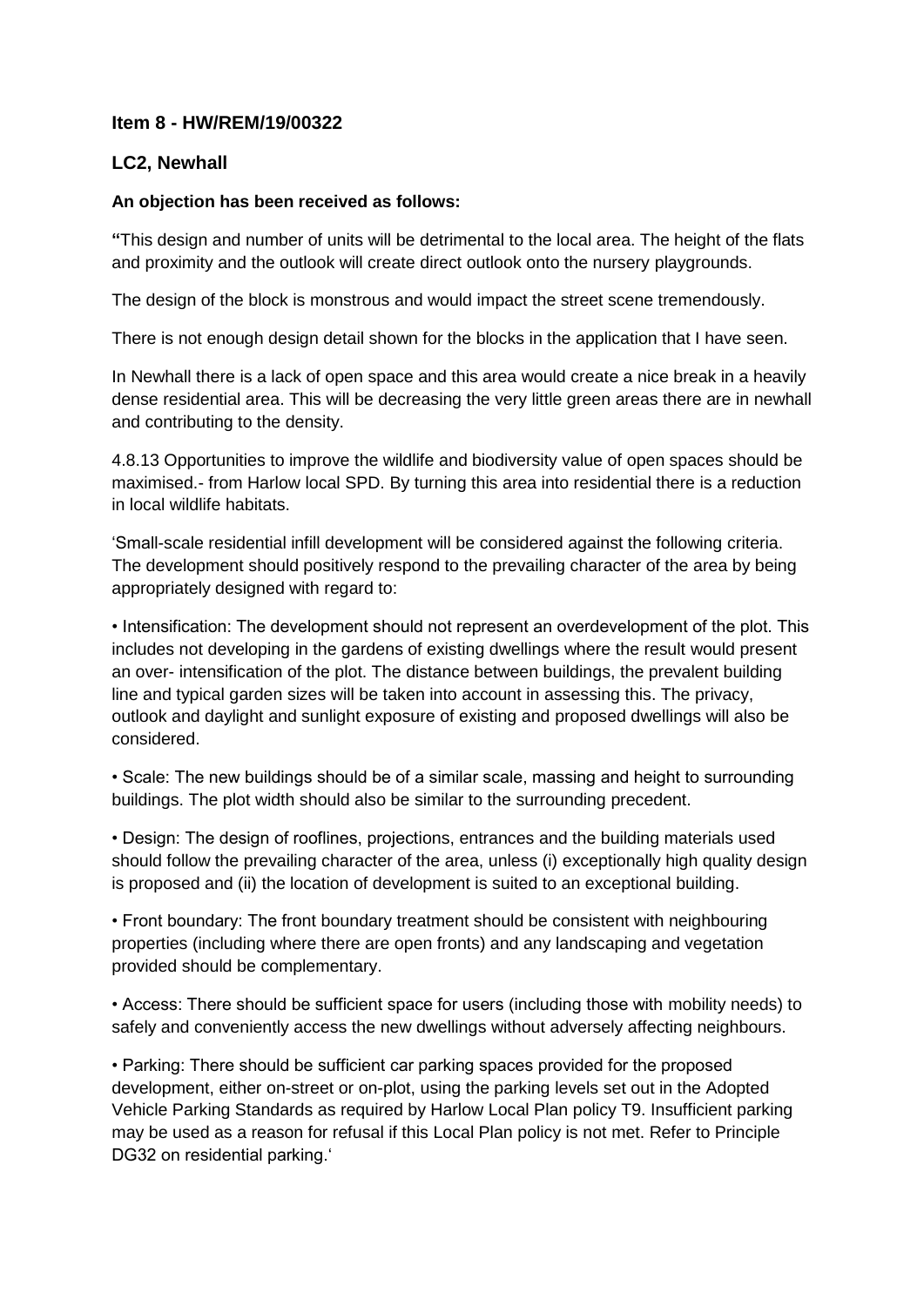**Item 8 - HW/REM/19/00322**

**LC2, Newhall**

**An objection has been received as follows:**

**"**This design and number of units will be detrimental to the local area. The height of the flats and proximity and the outlook will create direct outlook onto the nursery playgrounds.

The design of the block is monstrous and would impact the street scene tremendously.

There is not enough design detail shown for the blocks in the application that I have seen.

In Newhall there is a lack of open space and this area would create a nice break in a heavily dense residential area. This will be decreasing the very little green areas there are in newhall and contributing to the density.

4.8.13 Opportunities to improve the wildlife and biodiversity value of open spaces should be maximised.- from Harlow local SPD. By turning this area into residential there is a reduction in local wildlife habitats.

'Small-scale residential infill development will be considered against the following criteria. The development should positively respond to the prevailing character of the area by being appropriately designed with regard to:

- Intensification: The development should not represent an overdevelopment of the plot. This includes not developing in the gardens of existing dwellings where the result would present an over- intensification of the plot. The distance between buildings, the prevalent building line and typical garden sizes will be taken into account in assessing this. The privacy, outlook and daylight and sunlight exposure of existing and proposed dwellings will also be considered.
- Scale: The new buildings should be of a similar scale, massing and height to surrounding buildings. The plot width should also be similar to the surrounding precedent.
- Design: The design of rooflines, projections, entrances and the building materials used should follow the prevailing character of the area, unless (i) exceptionally high quality design is proposed and (ii) the location of development is suited to an exceptional building.
- Front boundary: The front boundary treatment should be consistent with neighbouring properties (including where there are open fronts) and any landscaping and vegetation provided should be complementary.
- Access: There should be sufficient space for users (including those with mobility needs) to safely and conveniently access the new dwellings without adversely affecting neighbours.
- Parking: There should be sufficient car parking spaces provided for the proposed development, either on-street or on-plot, using the parking levels set out in the Adopted Vehicle Parking Standards as required by Harlow Local Plan policy T9. Insufficient parking may be used as a reason for refusal if this Local Plan policy is not met. Refer to Principle DG32 on residential parking.'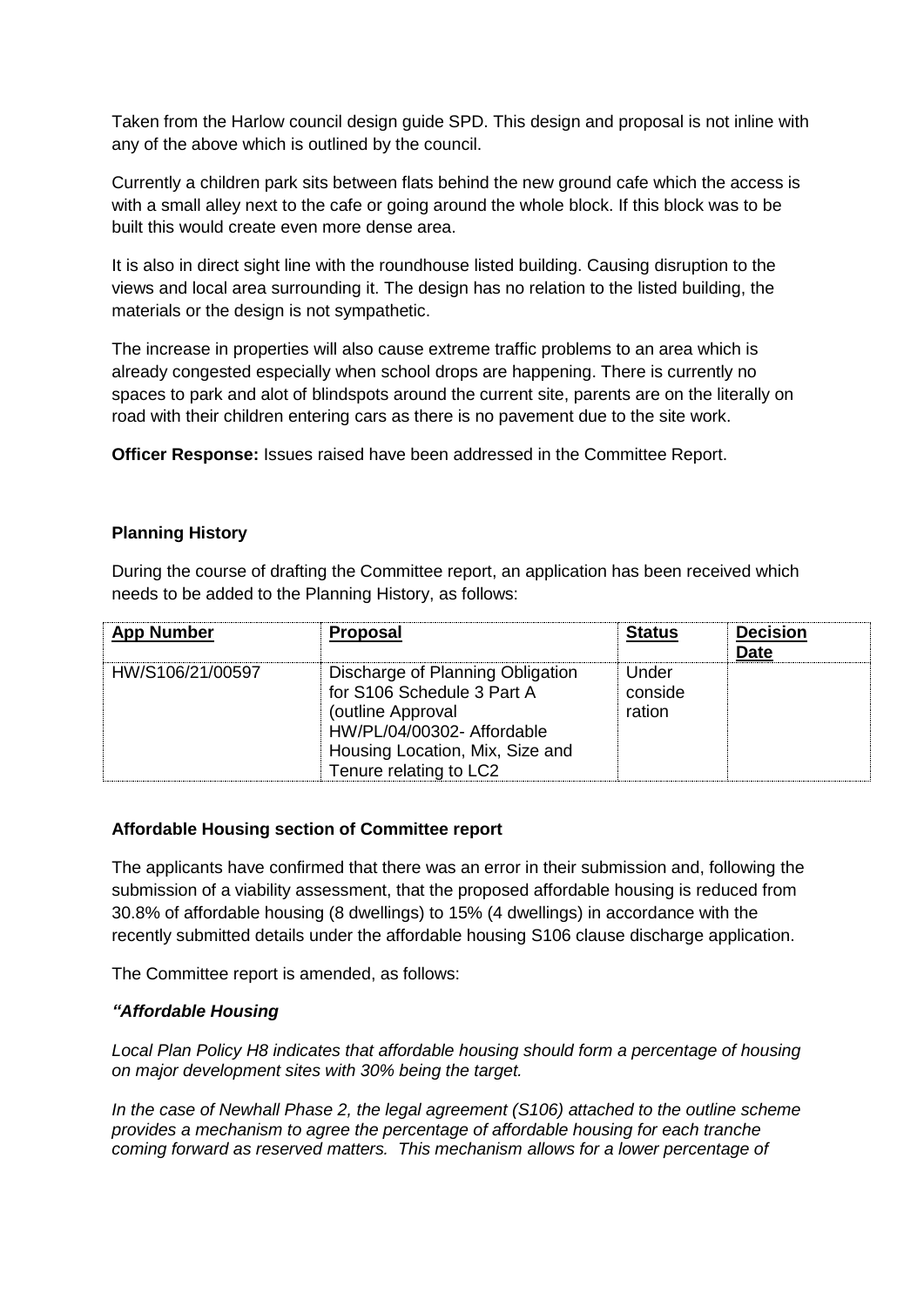Taken from the Harlow council design guide SPD. This design and proposal is not inline with any of the above which is outlined by the council.

Currently a children park sits between flats behind the new ground cafe which the access is with a small alley next to the cafe or going around the whole block. If this block was to be built this would create even more dense area.

It is also in direct sight line with the roundhouse listed building. Causing disruption to the views and local area surrounding it. The design has no relation to the listed building, the materials or the design is not sympathetic.

The increase in properties will also cause extreme traffic problems to an area which is already congested especially when school drops are happening. There is currently no spaces to park and alot of blindspots around the current site, parents are on the literally on road with their children entering cars as there is no pavement due to the site work.

**Officer Response:** Issues raised have been addressed in the Committee Report.

**Planning History**

During the course of drafting the Committee report, an application has been received which needs to be added to the Planning History, as follows:

| App Number | Proposal | Status | Decision Date |
|---|---|---|---|
| HW/S106/21/00597 | Discharge of Planning Obligation for S106 Schedule 3 Part A (outline Approval HW/PL/04/00302- Affordable Housing Location, Mix, Size and Tenure relating to LC2 | Under consideration | |

**Affordable Housing section of Committee report**

The applicants have confirmed that there was an error in their submission and, following the submission of a viability assessment, that the proposed affordable housing is reduced from 30.8% of affordable housing (8 dwellings) to 15% (4 dwellings) in accordance with the recently submitted details under the affordable housing S106 clause discharge application.

The Committee report is amended, as follows:

***"Affordable Housing***

*Local Plan Policy H8 indicates that affordable housing should form a percentage of housing on major development sites with 30% being the target.*

*In the case of Newhall Phase 2, the legal agreement (S106) attached to the outline scheme provides a mechanism to agree the percentage of affordable housing for each tranche coming forward as reserved matters. This mechanism allows for a lower percentage of*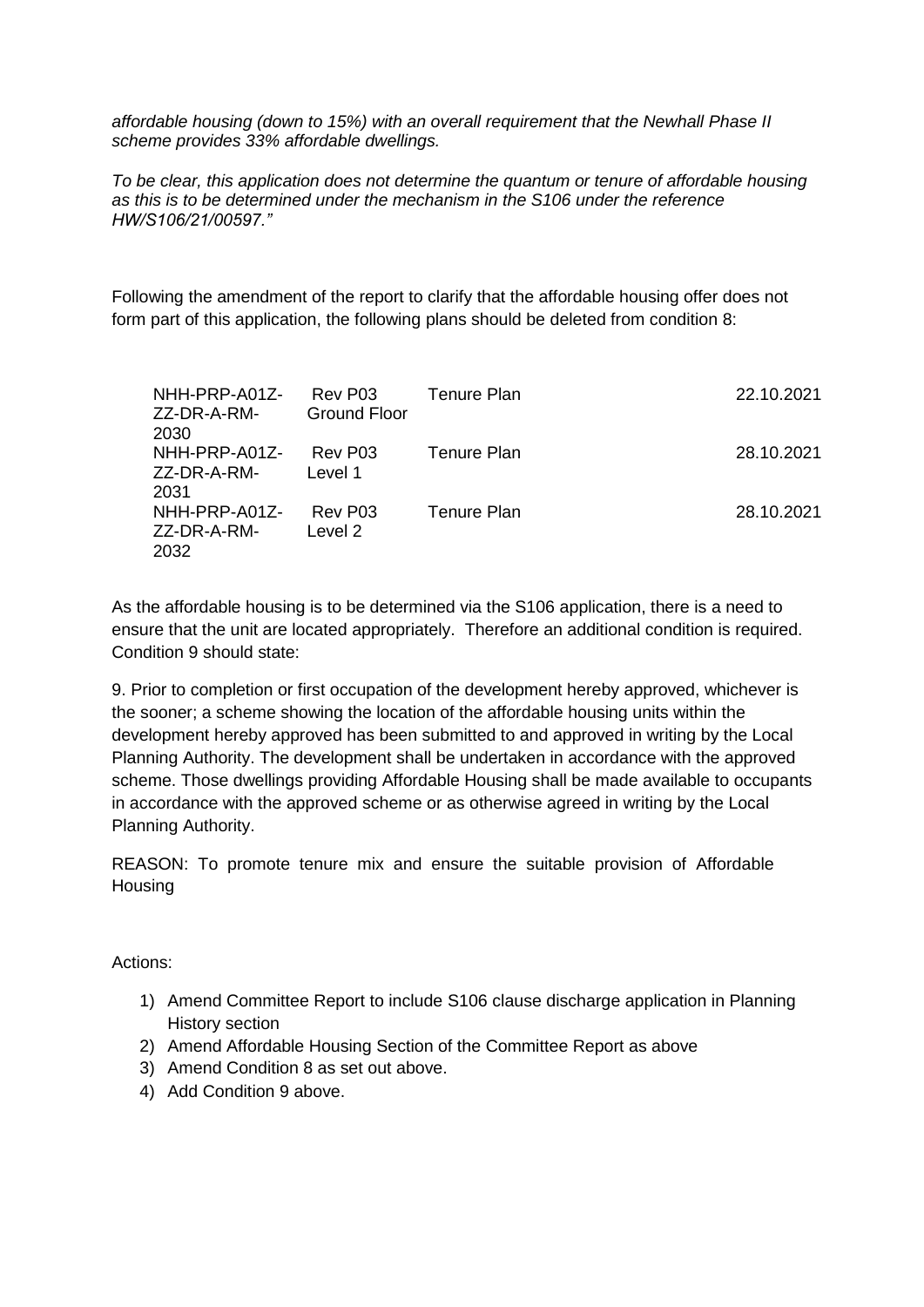*affordable housing (down to 15%) with an overall requirement that the Newhall Phase II scheme provides 33% affordable dwellings.*

*To be clear, this application does not determine the quantum or tenure of affordable housing as this is to be determined under the mechanism in the S106 under the reference HW/S106/21/00597."*

Following the amendment of the report to clarify that the affordable housing offer does not form part of this application, the following plans should be deleted from condition 8:

| | | | |
|---|---|---|---|
| NHH-PRP-A01Z-ZZ-DR-A-RM-2030 | Rev P03 Ground Floor | Tenure Plan | 22.10.2021 |
| NHH-PRP-A01Z-ZZ-DR-A-RM-2031 | Rev P03 Level 1 | Tenure Plan | 28.10.2021 |
| NHH-PRP-A01Z-ZZ-DR-A-RM-2032 | Rev P03 Level 2 | Tenure Plan | 28.10.2021 |

As the affordable housing is to be determined via the S106 application, there is a need to ensure that the unit are located appropriately. Therefore an additional condition is required. Condition 9 should state:

9. Prior to completion or first occupation of the development hereby approved, whichever is the sooner; a scheme showing the location of the affordable housing units within the development hereby approved has been submitted to and approved in writing by the Local Planning Authority. The development shall be undertaken in accordance with the approved scheme. Those dwellings providing Affordable Housing shall be made available to occupants in accordance with the approved scheme or as otherwise agreed in writing by the Local Planning Authority.

REASON: To promote tenure mix and ensure the suitable provision of Affordable Housing

Actions:

1) Amend Committee Report to include S106 clause discharge application in Planning History section
2) Amend Affordable Housing Section of the Committee Report as above
3) Amend Condition 8 as set out above.
4) Add Condition 9 above.